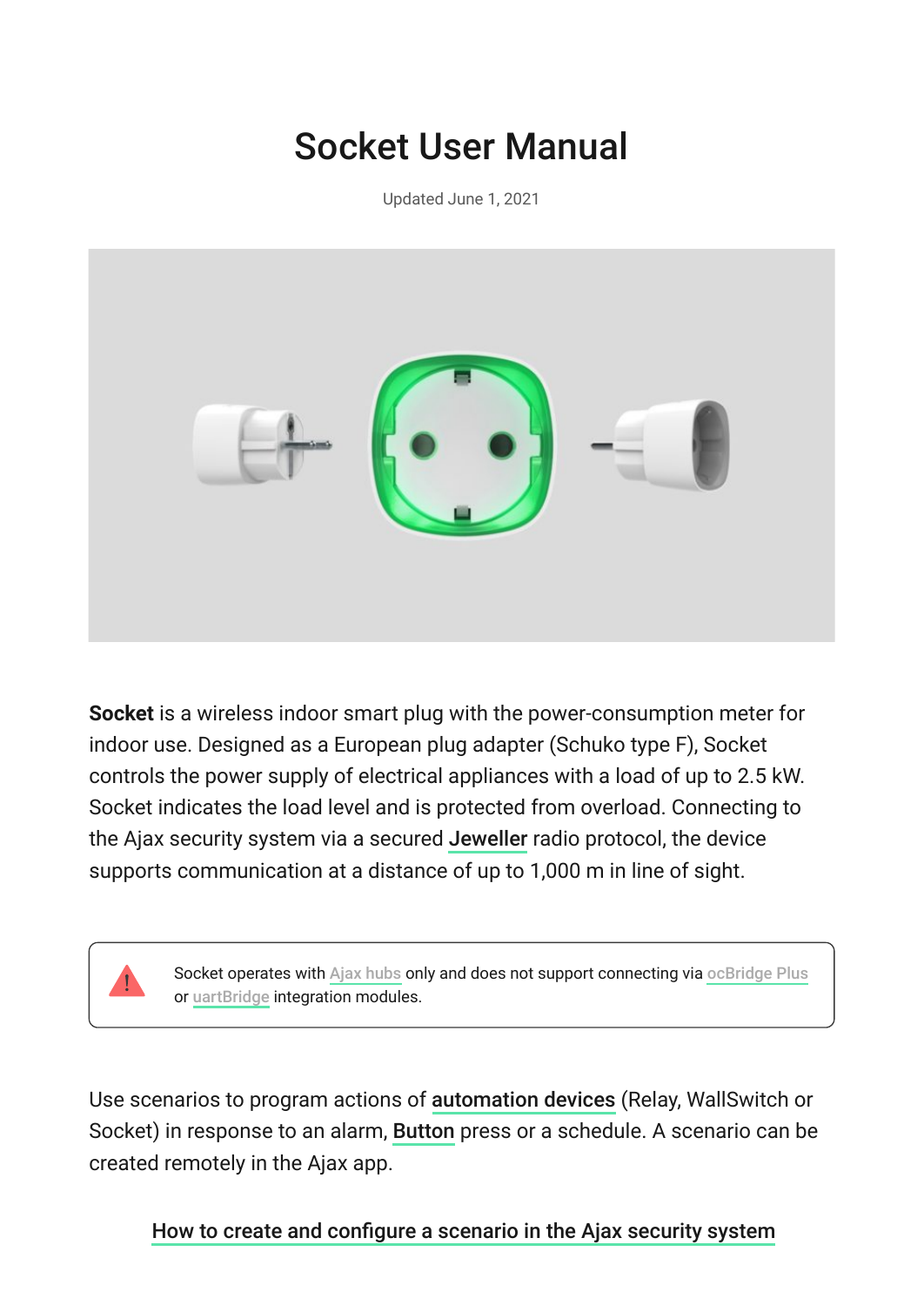# Socket User Manual

Updated June 1, 2021

**Socket** is a wireless indoor smart plug with the power-consumption meter for indoor use. Designed as a European plug adapter (Schuko type F), Socket controls the power supply of electrical appliances with a load of up to 2.5 kW. Socket indicates the load level and is protected from overload. Connecting to the Ajax security system via a secured **Jeweller** radio protocol, the device supports communication at a distance of up to 1,000 m in line of sight.

> Socket operates with Ajax hubs only and does not support connecting via ocBridge Plus or uartBridge integration modules.

Use scenarios to program actions of **automation devices** (Relay, WallSwitch or Socket) in response to an alarm, **Button** press or a schedule. A scenario can be created remotely in the Ajax app.

How to create and configure a scenario in the Ajax security system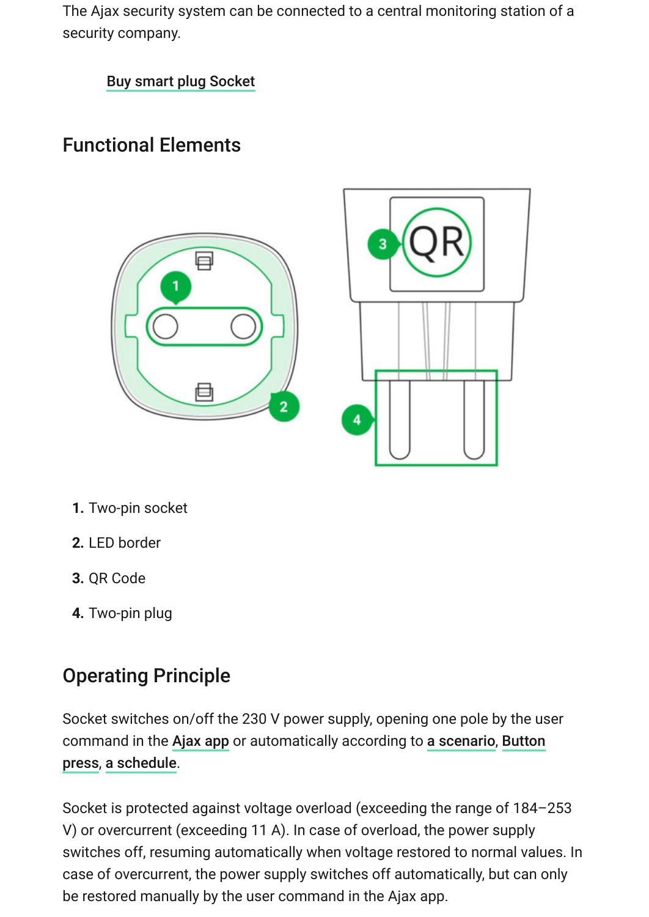The Ajax security system can be connected to a central monitoring station of a security company.

Buy smart plug Socket

## Functional Elements

1. Two-pin socket
2. LED border
3. QR Code
4. Two-pin plug

## Operating Principle

Socket switches on/off the 230 V power supply, opening one pole by the user command in the Ajax app or automatically according to a scenario, Button press, a schedule.

Socket is protected against voltage overload (exceeding the range of 184–253 V) or overcurrent (exceeding 11 A). In case of overload, the power supply switches off, resuming automatically when voltage restored to normal values. In case of overcurrent, the power supply switches off automatically, but can only be restored manually by the user command in the Ajax app.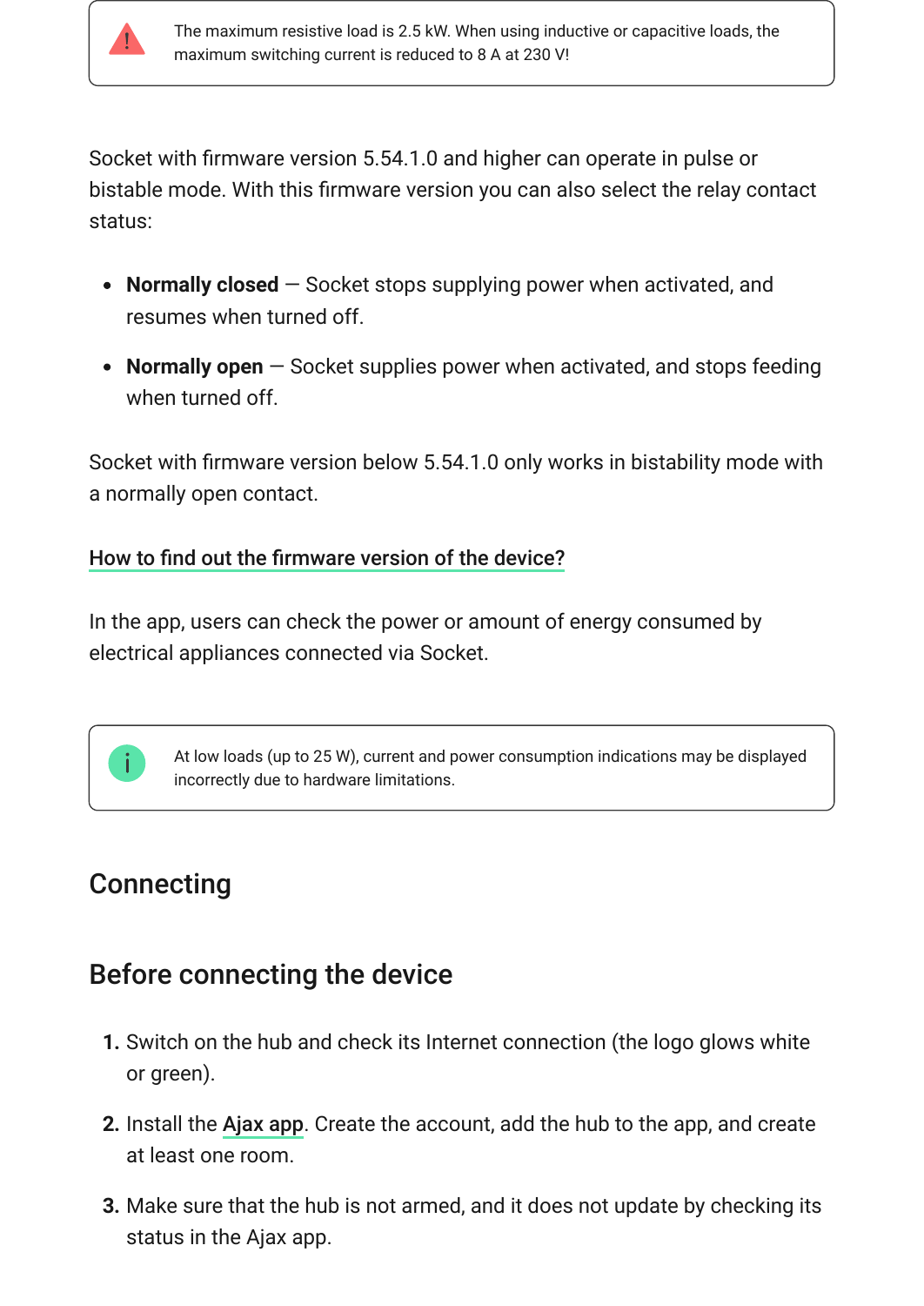> The maximum resistive load is 2.5 kW. When using inductive or capacitive loads, the maximum switching current is reduced to 8 A at 230 V!

Socket with firmware version 5.54.1.0 and higher can operate in pulse or bistable mode. With this firmware version you can also select the relay contact status:

- **Normally closed** — Socket stops supplying power when activated, and resumes when turned off.
- **Normally open** — Socket supplies power when activated, and stops feeding when turned off.

Socket with firmware version below 5.54.1.0 only works in bistability mode with a normally open contact.

How to find out the firmware version of the device?

In the app, users can check the power or amount of energy consumed by electrical appliances connected via Socket.

> At low loads (up to 25 W), current and power consumption indications may be displayed incorrectly due to hardware limitations.

## Connecting

### Before connecting the device

1. Switch on the hub and check its Internet connection (the logo glows white or green).
2. Install the Ajax app. Create the account, add the hub to the app, and create at least one room.
3. Make sure that the hub is not armed, and it does not update by checking its status in the Ajax app.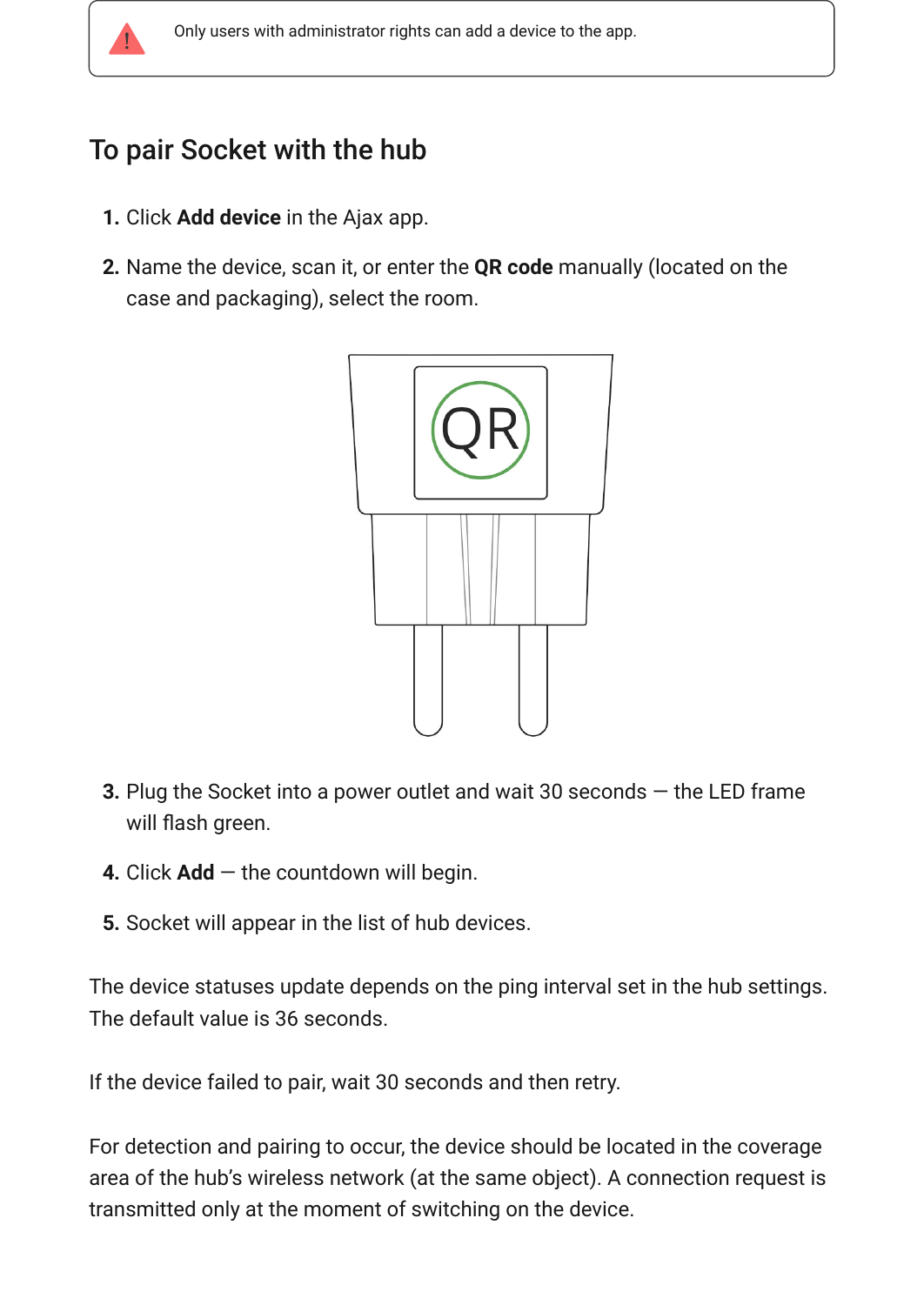Only users with administrator rights can add a device to the app.

## To pair Socket with the hub

1. Click **Add device** in the Ajax app.
2. Name the device, scan it, or enter the **QR code** manually (located on the case and packaging), select the room.
3. Plug the Socket into a power outlet and wait 30 seconds — the LED frame will flash green.
4. Click **Add** — the countdown will begin.
5. Socket will appear in the list of hub devices.

The device statuses update depends on the ping interval set in the hub settings. The default value is 36 seconds.

If the device failed to pair, wait 30 seconds and then retry.

For detection and pairing to occur, the device should be located in the coverage area of the hub's wireless network (at the same object). A connection request is transmitted only at the moment of switching on the device.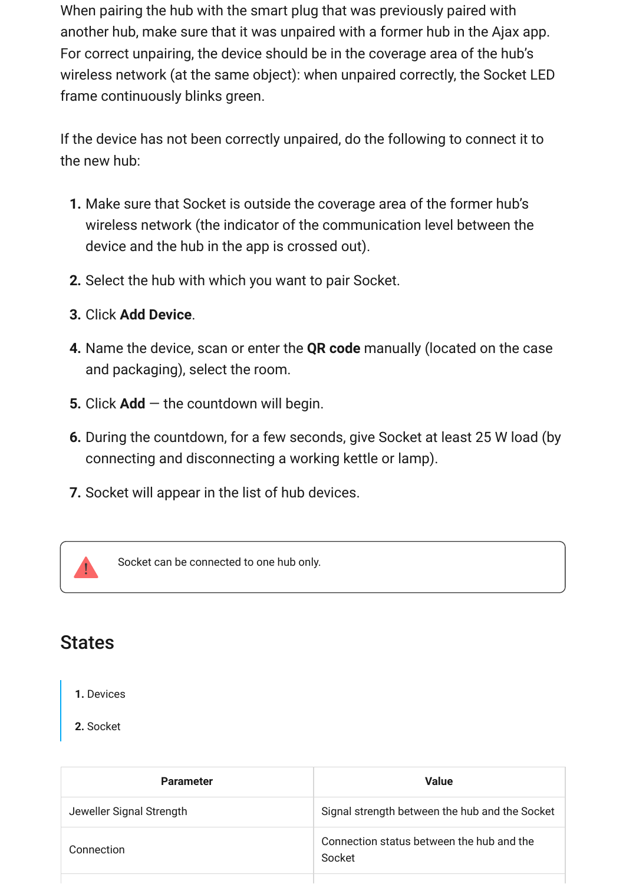When pairing the hub with the smart plug that was previously paired with another hub, make sure that it was unpaired with a former hub in the Ajax app. For correct unpairing, the device should be in the coverage area of the hub's wireless network (at the same object): when unpaired correctly, the Socket LED frame continuously blinks green.

If the device has not been correctly unpaired, do the following to connect it to the new hub:

1. Make sure that Socket is outside the coverage area of the former hub's wireless network (the indicator of the communication level between the device and the hub in the app is crossed out).
2. Select the hub with which you want to pair Socket.
3. Click **Add Device**.
4. Name the device, scan or enter the **QR code** manually (located on the case and packaging), select the room.
5. Click **Add** — the countdown will begin.
6. During the countdown, for a few seconds, give Socket at least 25 W load (by connecting and disconnecting a working kettle or lamp).
7. Socket will appear in the list of hub devices.

> Socket can be connected to one hub only.

## States

1. Devices
2. Socket

| Parameter | Value |
| --- | --- |
| Jeweller Signal Strength | Signal strength between the hub and the Socket |
| Connection | Connection status between the hub and the Socket |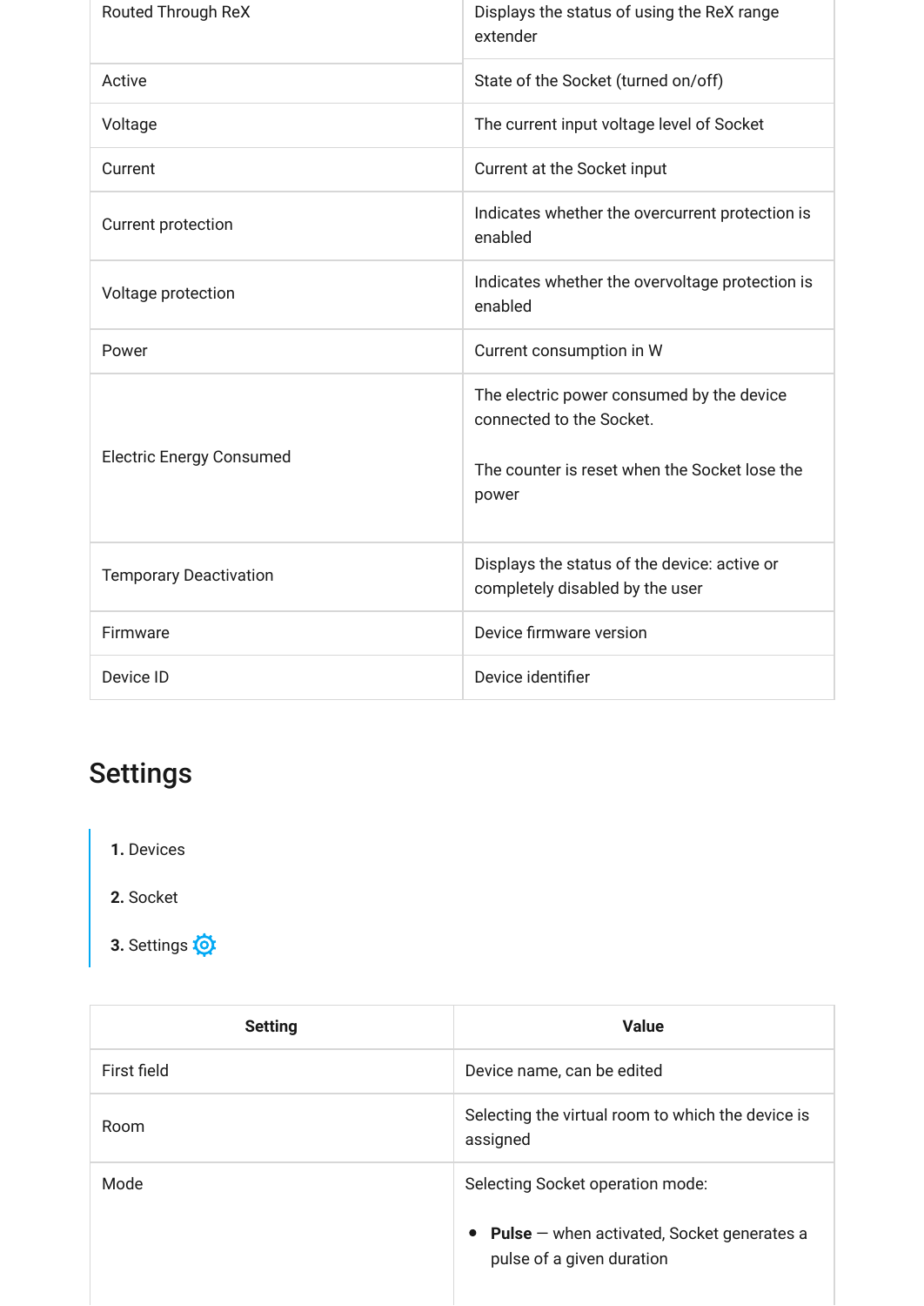| | |
|---|---|
| Routed Through ReX | Displays the status of using the ReX range extender |
| Active | State of the Socket (turned on/off) |
| Voltage | The current input voltage level of Socket |
| Current | Current at the Socket input |
| Current protection | Indicates whether the overcurrent protection is enabled |
| Voltage protection | Indicates whether the overvoltage protection is enabled |
| Power | Current consumption in W |
| Electric Energy Consumed | The electric power consumed by the device connected to the Socket.<br><br>The counter is reset when the Socket lose the power |
| Temporary Deactivation | Displays the status of the device: active or completely disabled by the user |
| Firmware | Device firmware version |
| Device ID | Device identifier |

## Settings

1. Devices
2. Socket
3. Settings ⚙

| Setting | Value |
|---|---|
| First field | Device name, can be edited |
| Room | Selecting the virtual room to which the device is assigned |
| Mode | Selecting Socket operation mode:<br><br>• **Pulse** — when activated, Socket generates a pulse of a given duration |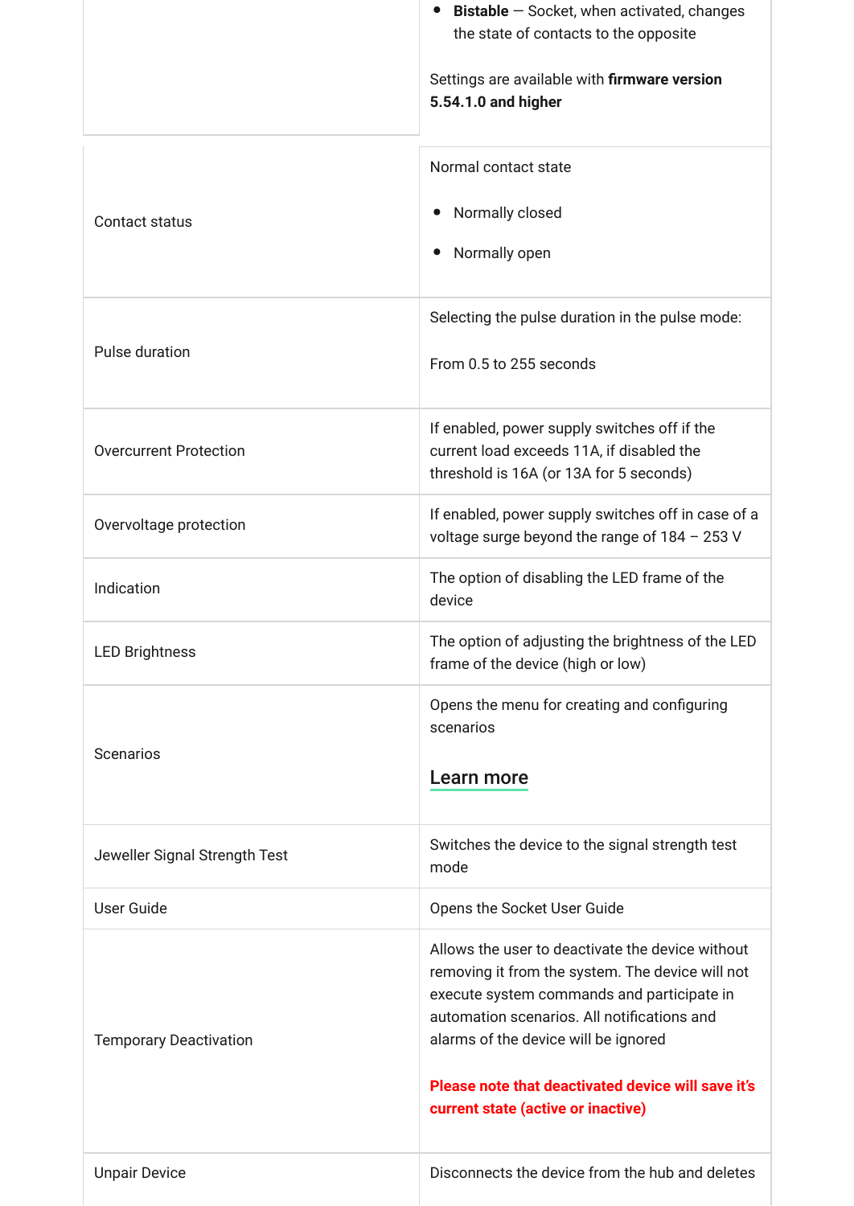| | |
|---|---|
| | • **Bistable** — Socket, when activated, changes the state of contacts to the opposite<br><br>Settings are available with **firmware version 5.54.1.0 and higher** |
| Contact status | Normal contact state<br><br>• Normally closed<br>• Normally open |
| Pulse duration | Selecting the pulse duration in the pulse mode:<br><br>From 0.5 to 255 seconds |
| Overcurrent Protection | If enabled, power supply switches off if the current load exceeds 11A, if disabled the threshold is 16A (or 13A for 5 seconds) |
| Overvoltage protection | If enabled, power supply switches off in case of a voltage surge beyond the range of 184 – 253 V |
| Indication | The option of disabling the LED frame of the device |
| LED Brightness | The option of adjusting the brightness of the LED frame of the device (high or low) |
| Scenarios | Opens the menu for creating and configuring scenarios<br><br>Learn more |
| Jeweller Signal Strength Test | Switches the device to the signal strength test mode |
| User Guide | Opens the Socket User Guide |
| Temporary Deactivation | Allows the user to deactivate the device without removing it from the system. The device will not execute system commands and participate in automation scenarios. All notifications and alarms of the device will be ignored<br><br>**Please note that deactivated device will save it's current state (active or inactive)** |
| Unpair Device | Disconnects the device from the hub and deletes |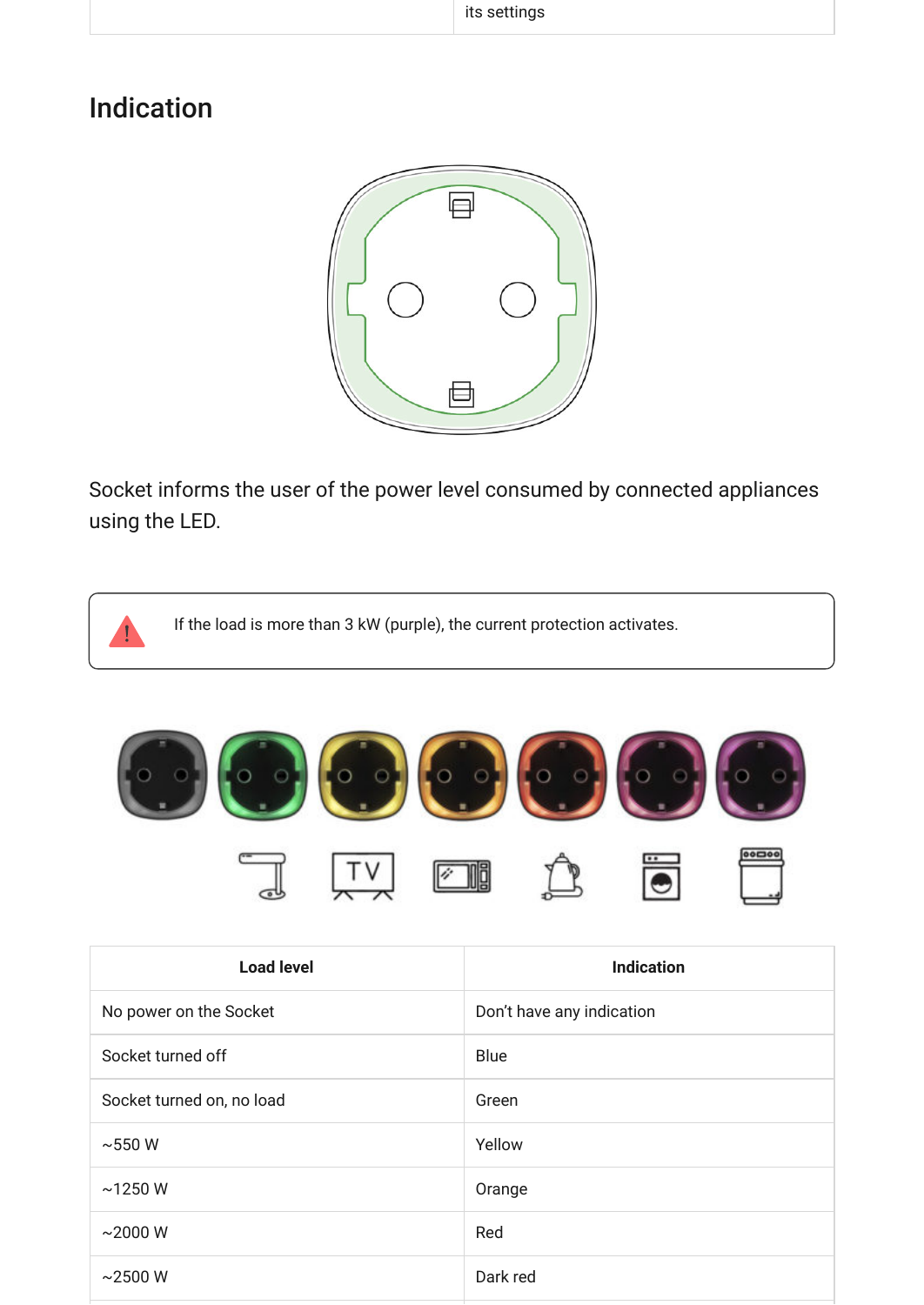its settings

## Indication

Socket informs the user of the power level consumed by connected appliances using the LED.

> If the load is more than 3 kW (purple), the current protection activates.

| Load level | Indication |
| --- | --- |
| No power on the Socket | Don't have any indication |
| Socket turned off | Blue |
| Socket turned on, no load | Green |
| ~550 W | Yellow |
| ~1250 W | Orange |
| ~2000 W | Red |
| ~2500 W | Dark red |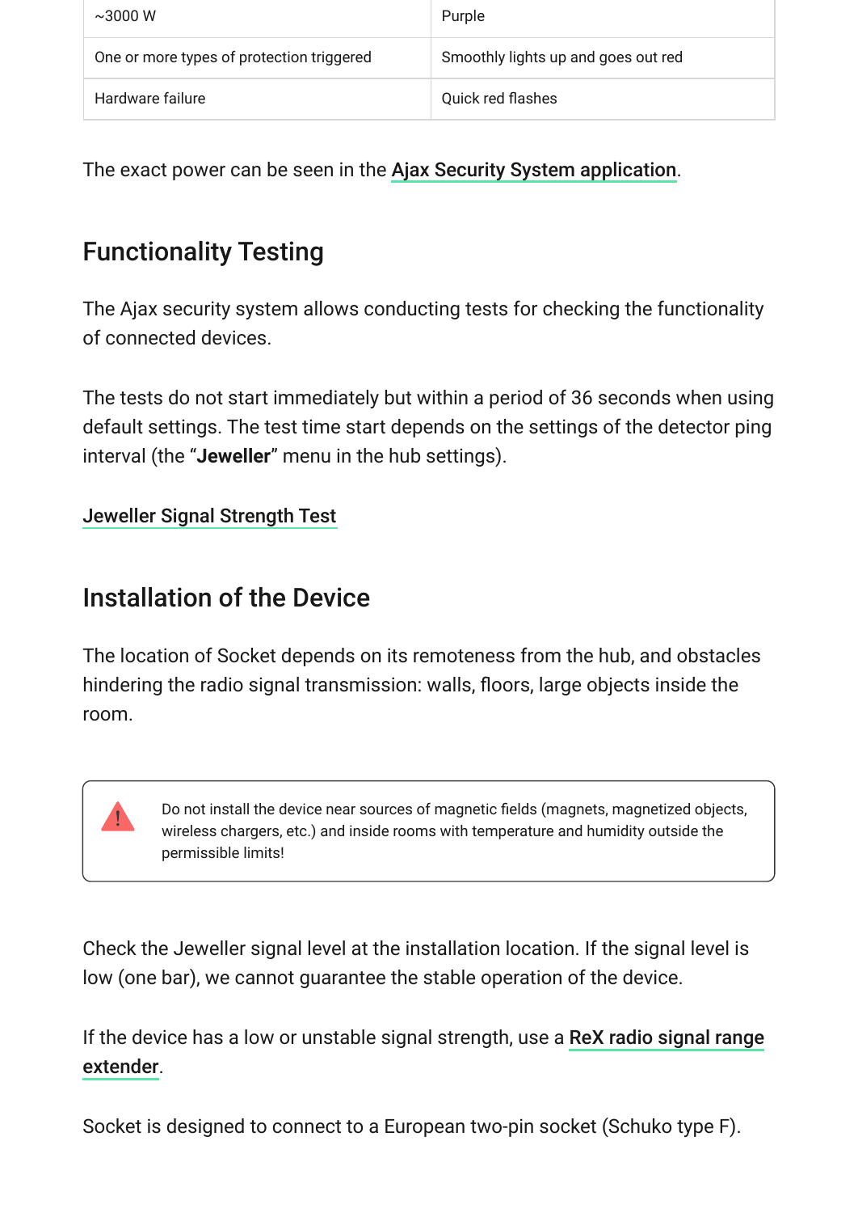| | |
|---|---|
| ~3000 W | Purple |
| One or more types of protection triggered | Smoothly lights up and goes out red |
| Hardware failure | Quick red flashes |

The exact power can be seen in the Ajax Security System application.

## Functionality Testing

The Ajax security system allows conducting tests for checking the functionality of connected devices.

The tests do not start immediately but within a period of 36 seconds when using default settings. The test time start depends on the settings of the detector ping interval (the “**Jeweller**” menu in the hub settings).

Jeweller Signal Strength Test

## Installation of the Device

The location of Socket depends on its remoteness from the hub, and obstacles hindering the radio signal transmission: walls, floors, large objects inside the room.

> Do not install the device near sources of magnetic fields (magnets, magnetized objects, wireless chargers, etc.) and inside rooms with temperature and humidity outside the permissible limits!

Check the Jeweller signal level at the installation location. If the signal level is low (one bar), we cannot guarantee the stable operation of the device.

If the device has a low or unstable signal strength, use a ReX radio signal range extender.

Socket is designed to connect to a European two-pin socket (Schuko type F).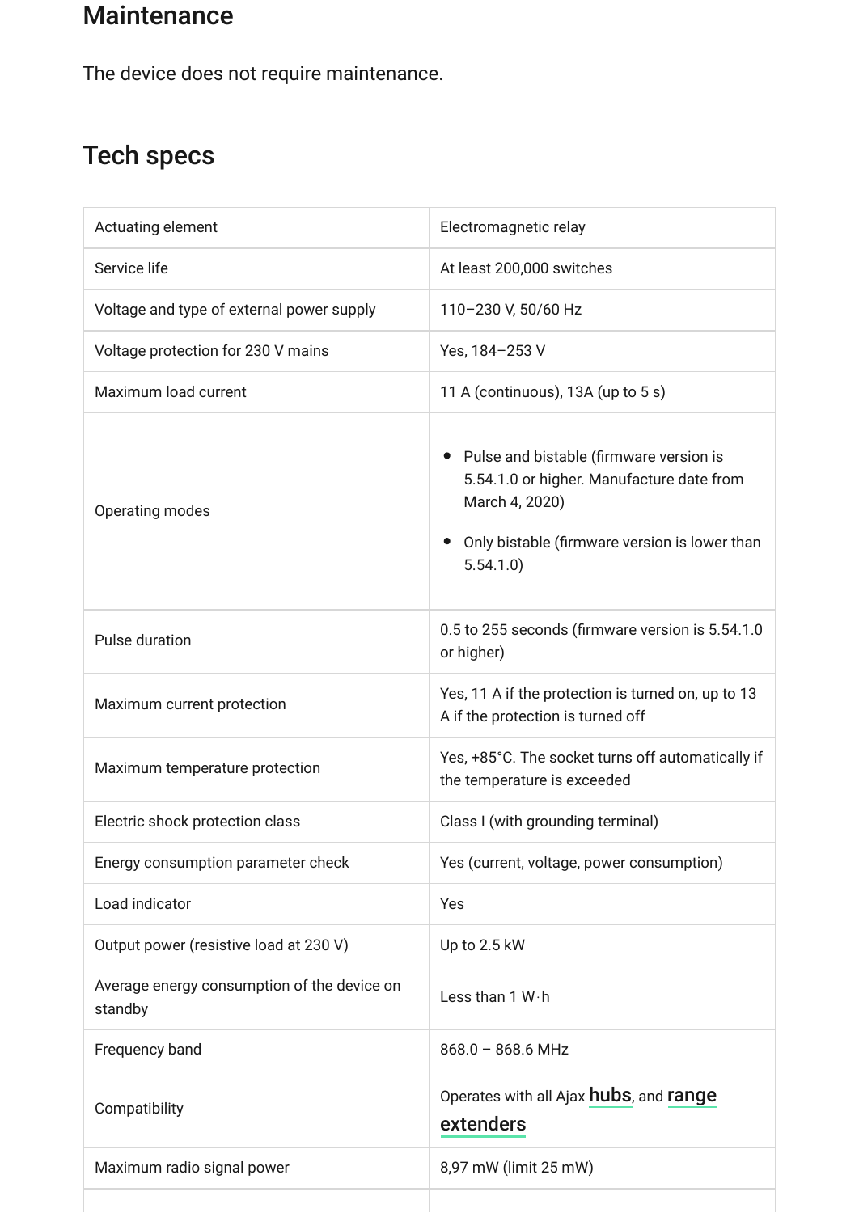## Maintenance

The device does not require maintenance.

## Tech specs

| | |
|---|---|
| Actuating element | Electromagnetic relay |
| Service life | At least 200,000 switches |
| Voltage and type of external power supply | 110–230 V, 50/60 Hz |
| Voltage protection for 230 V mains | Yes, 184–253 V |
| Maximum load current | 11 A (continuous), 13A (up to 5 s) |
| Operating modes | • Pulse and bistable (firmware version is 5.54.1.0 or higher. Manufacture date from March 4, 2020)<br>• Only bistable (firmware version is lower than 5.54.1.0) |
| Pulse duration | 0.5 to 255 seconds (firmware version is 5.54.1.0 or higher) |
| Maximum current protection | Yes, 11 A if the protection is turned on, up to 13 A if the protection is turned off |
| Maximum temperature protection | Yes, +85°C. The socket turns off automatically if the temperature is exceeded |
| Electric shock protection class | Class I (with grounding terminal) |
| Energy consumption parameter check | Yes (current, voltage, power consumption) |
| Load indicator | Yes |
| Output power (resistive load at 230 V) | Up to 2.5 kW |
| Average energy consumption of the device on standby | Less than 1 W·h |
| Frequency band | 868.0 – 868.6 MHz |
| Compatibility | Operates with all Ajax **hubs**, and **range extenders** |
| Maximum radio signal power | 8,97 mW (limit 25 mW) |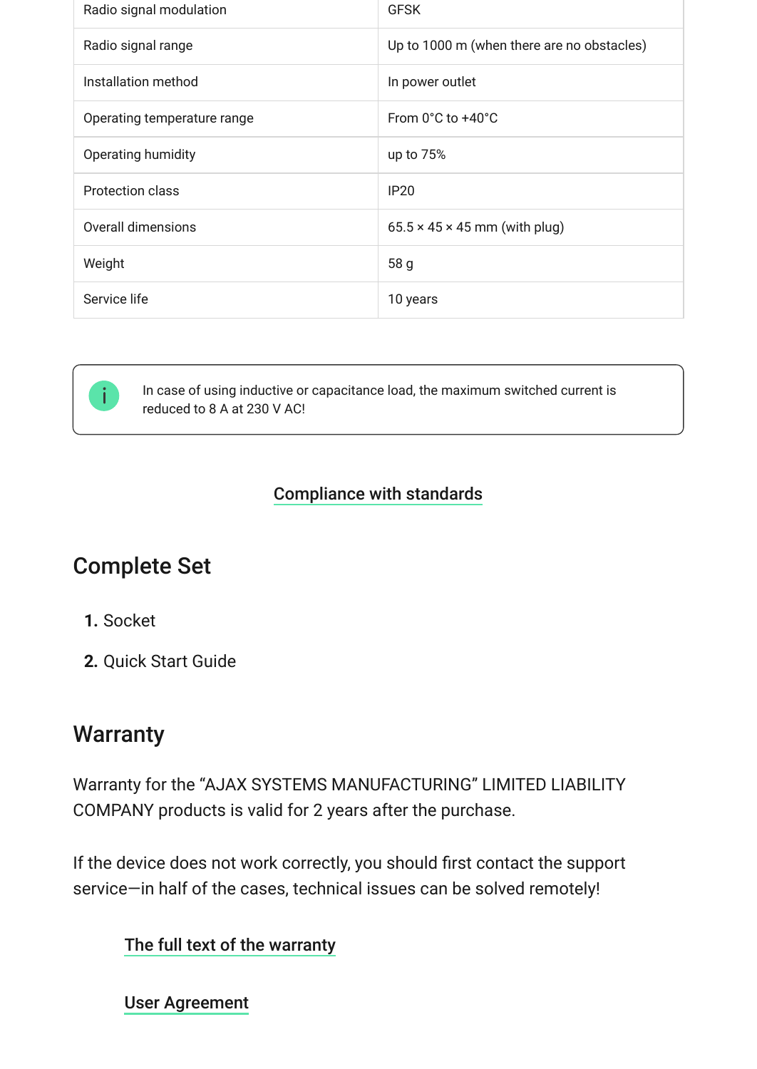| | |
|---|---|
| Radio signal modulation | GFSK |
| Radio signal range | Up to 1000 m (when there are no obstacles) |
| Installation method | In power outlet |
| Operating temperature range | From 0°C to +40°C |
| Operating humidity | up to 75% |
| Protection class | IP20 |
| Overall dimensions | 65.5 × 45 × 45 mm (with plug) |
| Weight | 58 g |
| Service life | 10 years |

In case of using inductive or capacitance load, the maximum switched current is reduced to 8 A at 230 V AC!

Compliance with standards

## Complete Set

1. Socket
2. Quick Start Guide

## Warranty

Warranty for the "AJAX SYSTEMS MANUFACTURING" LIMITED LIABILITY COMPANY products is valid for 2 years after the purchase.

If the device does not work correctly, you should first contact the support service—in half of the cases, technical issues can be solved remotely!

The full text of the warranty

User Agreement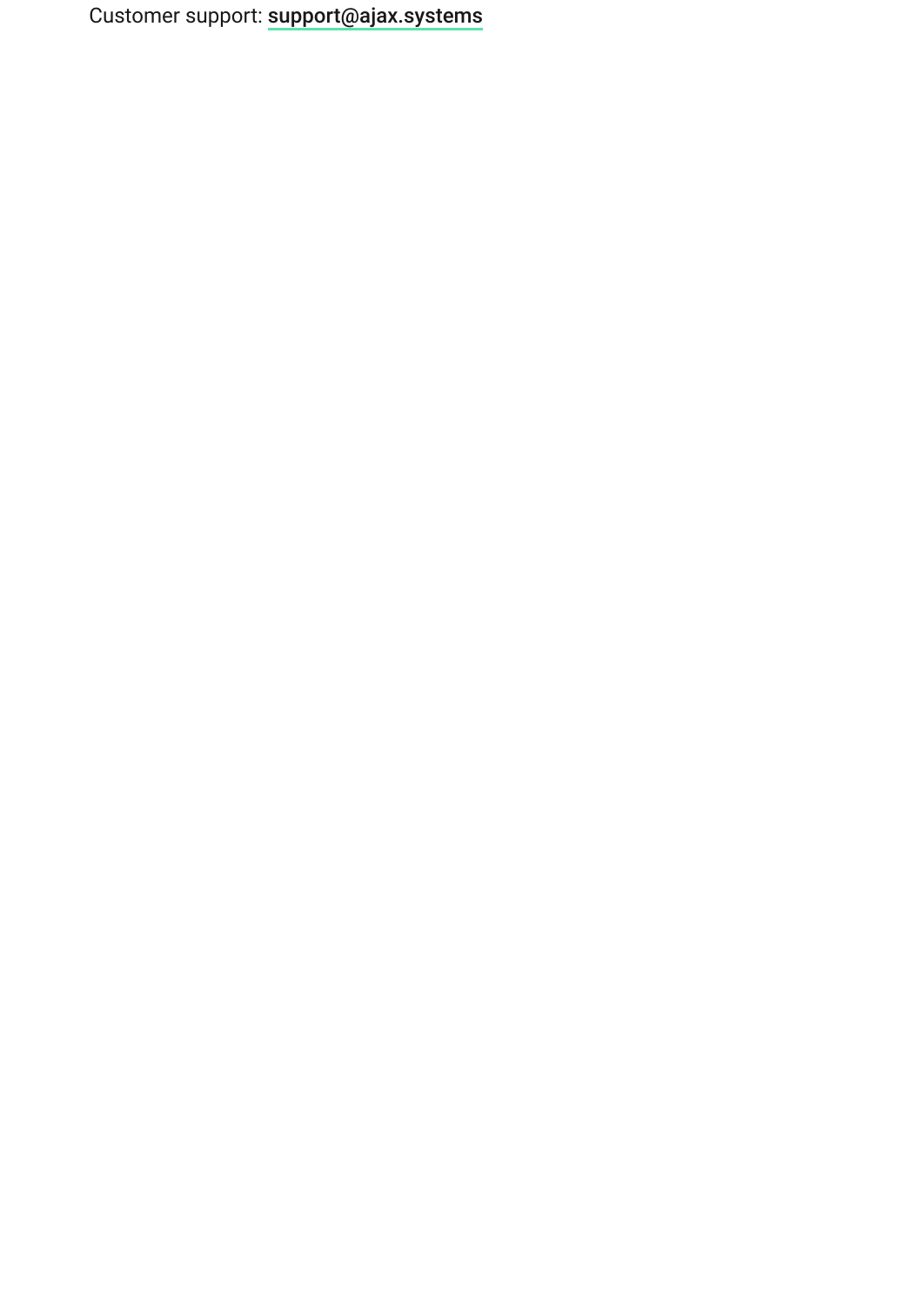Customer support: **support@ajax.systems**